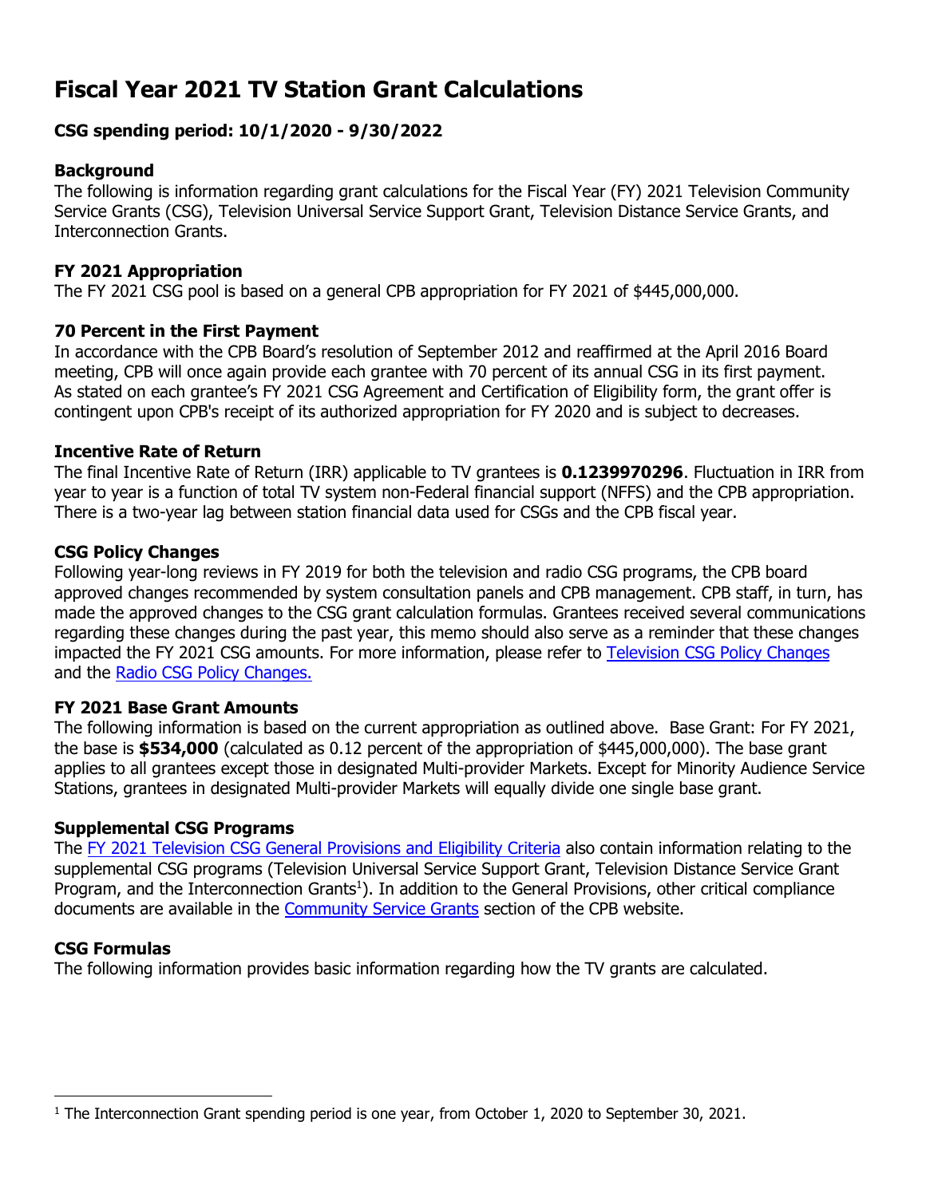# Fiscal Year 2021 TV Station Grant Calculations

## CSG spending period: 10/1/2020 - 9/30/2022

### Background

The following is information regarding grant calculations for the Fiscal Year (FY) 2021 Television Community Service Grants (CSG), Television Universal Service Support Grant, Television Distance Service Grants, and Interconnection Grants.

### FY 2021 Appropriation

The FY 2021 CSG pool is based on a general CPB appropriation for FY 2021 of $445,000,000.

### 70 Percent in the First Payment

In accordance with the CPB Board's resolution of September 2012 and reaffirmed at the April 2016 Board meeting, CPB will once again provide each grantee with 70 percent of its annual CSG in its first payment. As stated on each grantee's FY 2021 CSG Agreement and Certification of Eligibility form, the grant offer is contingent upon CPB's receipt of its authorized appropriation for FY 2020 and is subject to decreases.

### Incentive Rate of Return

The final Incentive Rate of Return (IRR) applicable to TV grantees is **0.1239970296**. Fluctuation in IRR from year to year is a function of total TV system non-Federal financial support (NFFS) and the CPB appropriation. There is a two-year lag between station financial data used for CSGs and the CPB fiscal year.

### CSG Policy Changes

Following year-long reviews in FY 2019 for both the television and radio CSG programs, the CPB board approved changes recommended by system consultation panels and CPB management. CPB staff, in turn, has made the approved changes to the CSG grant calculation formulas. Grantees received several communications regarding these changes during the past year, this memo should also serve as a reminder that these changes impacted the FY 2021 CSG amounts. For more information, please refer to Television CSG Policy Changes and the Radio CSG Policy Changes.

### FY 2021 Base Grant Amounts

The following information is based on the current appropriation as outlined above. Base Grant: For FY 2021, the base is **$534,000** (calculated as 0.12 percent of the appropriation of $445,000,000). The base grant applies to all grantees except those in designated Multi-provider Markets. Except for Minority Audience Service Stations, grantees in designated Multi-provider Markets will equally divide one single base grant.

### Supplemental CSG Programs

The FY 2021 Television CSG General Provisions and Eligibility Criteria also contain information relating to the supplemental CSG programs (Television Universal Service Support Grant, Television Distance Service Grant Program, and the Interconnection Grants[1]). In addition to the General Provisions, other critical compliance documents are available in the Community Service Grants section of the CPB website.

### CSG Formulas

The following information provides basic information regarding how the TV grants are calculated.

---

[1] The Interconnection Grant spending period is one year, from October 1, 2020 to September 30, 2021.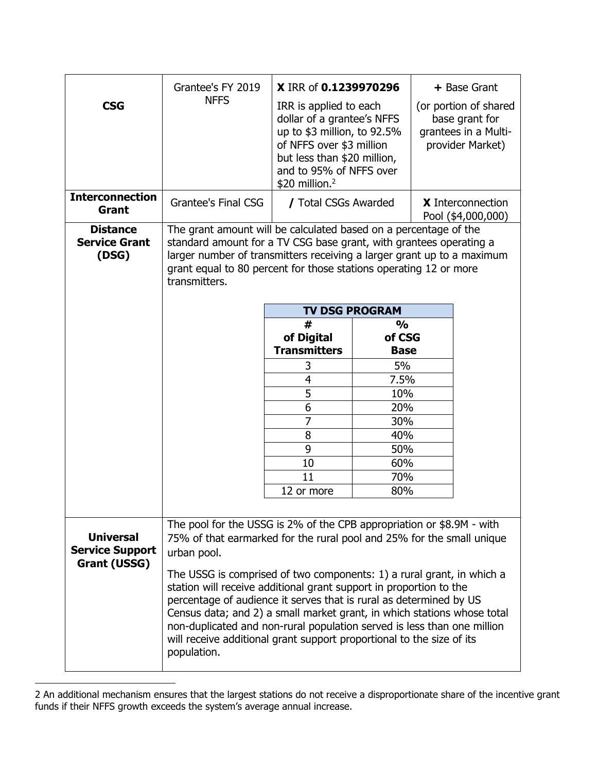| | | | |
|---|---|---|---|
| **CSG** | Grantee's FY 2019 NFFS | **X** IRR of **0.1239970296** IRR is applied to each dollar of a grantee's NFFS up to $3 million, to 92.5% of NFFS over $3 million but less than $20 million, and to 95% of NFFS over $20 million.[2] | **+** Base Grant (or portion of shared base grant for grantees in a Multi-provider Market) |
| **Interconnection Grant** | Grantee's Final CSG | **/** Total CSGs Awarded | **X** Interconnection Pool ($4,000,000) |
| **Distance Service Grant (DSG)** | The grant amount will be calculated based on a percentage of the standard amount for a TV CSG base grant, with grantees operating a larger number of transmitters receiving a larger grant up to a maximum grant equal to 80 percent for those stations operating 12 or more transmitters. | | |
| **Universal Service Support Grant (USSG)** | The pool for the USSG is 2% of the CPB appropriation or $8.9M - with 75% of that earmarked for the rural pool and 25% for the small unique urban pool. The USSG is comprised of two components: 1) a rural grant, in which a station will receive additional grant support in proportion to the percentage of audience it serves that is rural as determined by US Census data; and 2) a small market grant, in which stations whose total non-duplicated and non-rural population served is less than one million will receive additional grant support proportional to the size of its population. | | |

**TV DSG PROGRAM**

| # of Digital Transmitters | % of CSG Base |
|---|---|
| 3 | 5% |
| 4 | 7.5% |
| 5 | 10% |
| 6 | 20% |
| 7 | 30% |
| 8 | 40% |
| 9 | 50% |
| 10 | 60% |
| 11 | 70% |
| 12 or more | 80% |

2 An additional mechanism ensures that the largest stations do not receive a disproportionate share of the incentive grant funds if their NFFS growth exceeds the system's average annual increase.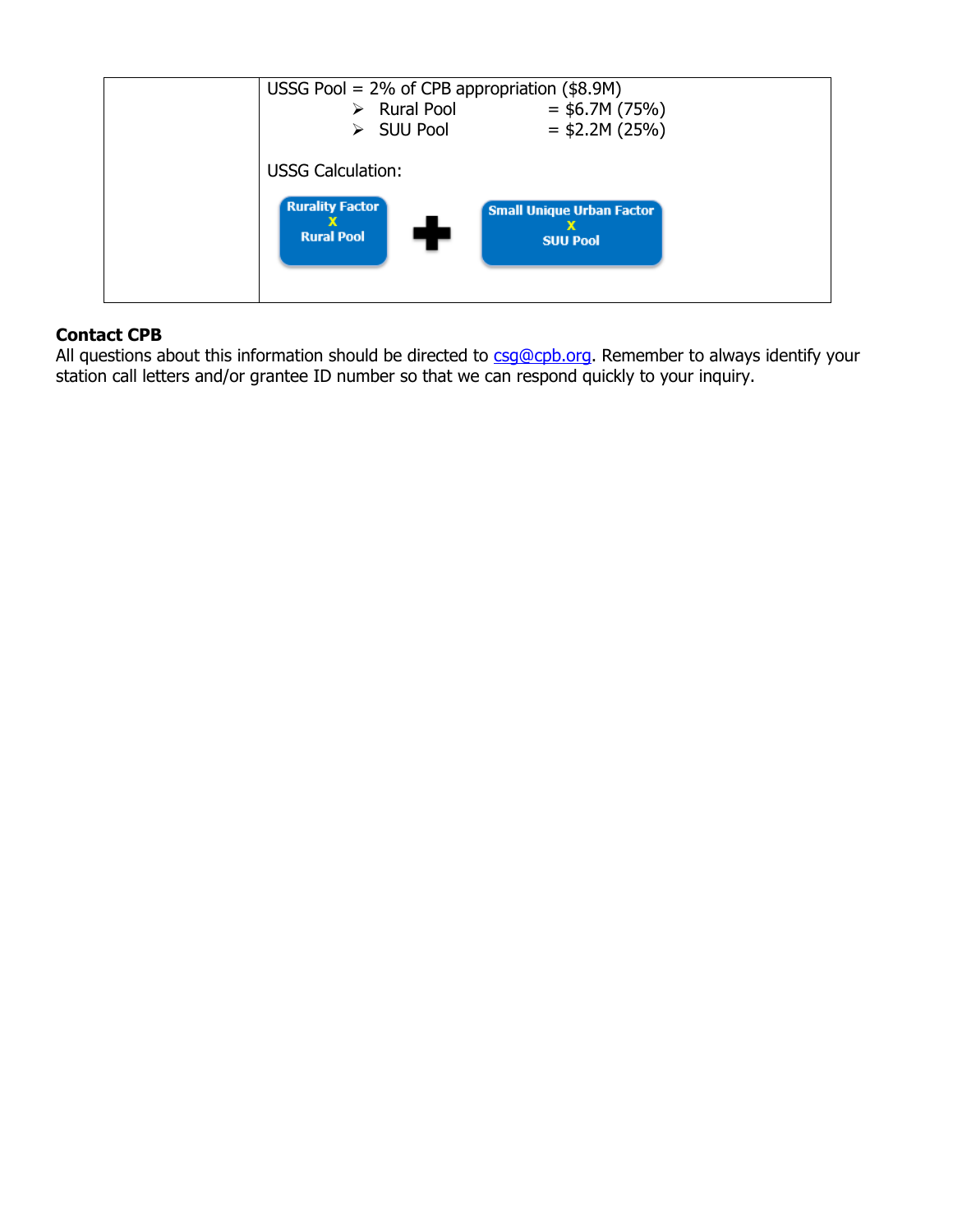| | |
|---|---|
| | USSG Pool = 2% of CPB appropriation ($8.9M)<br>➢ Rural Pool = $6.7M (75%)<br>➢ SUU Pool = $2.2M (25%)<br><br>USSG Calculation:<br><br>Rurality Factor x Rural Pool + Small Unique Urban Factor x SUU Pool |

**Contact CPB**

All questions about this information should be directed to [csg@cpb.org](mailto:csg@cpb.org). Remember to always identify your station call letters and/or grantee ID number so that we can respond quickly to your inquiry.